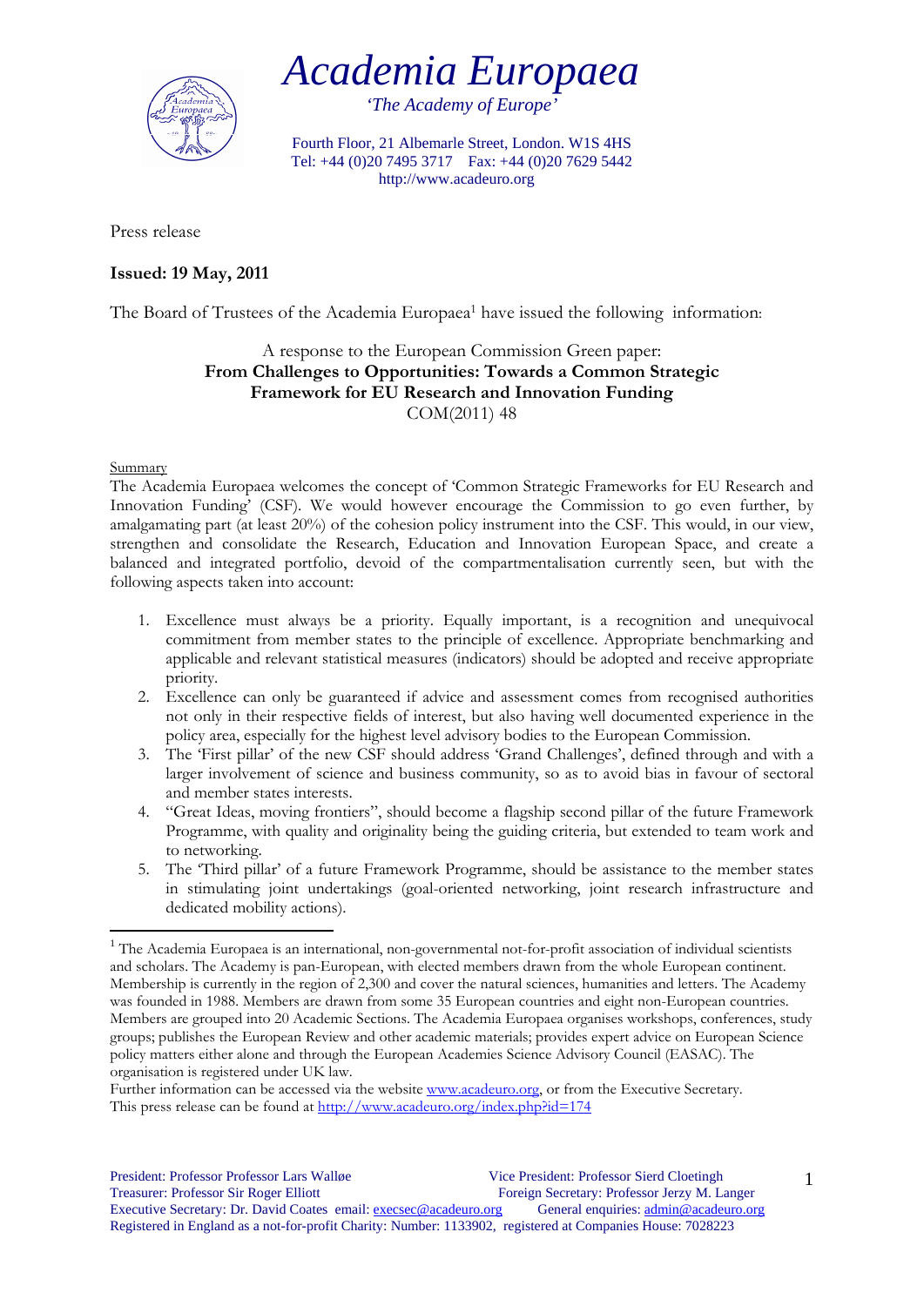# Academia Europaea

*'The Academy of Europe'*

Fourth Floor, 21 Albemarle Street, London. W1S 4HS
Tel: +44 (0)20 7495 3717 Fax: +44 (0)20 7629 5442
http://www.acadeuro.org

Press release

**Issued: 19 May, 2011**

The Board of Trustees of the Academia Europaea[1] have issued the following information:

A response to the European Commission Green paper:
**From Challenges to Opportunities: Towards a Common Strategic Framework for EU Research and Innovation Funding**
COM(2011) 48

Summary

The Academia Europaea welcomes the concept of 'Common Strategic Frameworks for EU Research and Innovation Funding' (CSF). We would however encourage the Commission to go even further, by amalgamating part (at least 20%) of the cohesion policy instrument into the CSF. This would, in our view, strengthen and consolidate the Research, Education and Innovation European Space, and create a balanced and integrated portfolio, devoid of the compartmentalisation currently seen, but with the following aspects taken into account:

1. Excellence must always be a priority. Equally important, is a recognition and unequivocal commitment from member states to the principle of excellence. Appropriate benchmarking and applicable and relevant statistical measures (indicators) should be adopted and receive appropriate priority.
2. Excellence can only be guaranteed if advice and assessment comes from recognised authorities not only in their respective fields of interest, but also having well documented experience in the policy area, especially for the highest level advisory bodies to the European Commission.
3. The 'First pillar' of the new CSF should address 'Grand Challenges', defined through and with a larger involvement of science and business community, so as to avoid bias in favour of sectoral and member states interests.
4. "Great Ideas, moving frontiers", should become a flagship second pillar of the future Framework Programme, with quality and originality being the guiding criteria, but extended to team work and to networking.
5. The 'Third pillar' of a future Framework Programme, should be assistance to the member states in stimulating joint undertakings (goal-oriented networking, joint research infrastructure and dedicated mobility actions).

[1] The Academia Europaea is an international, non-governmental not-for-profit association of individual scientists and scholars. The Academy is pan-European, with elected members drawn from the whole European continent. Membership is currently in the region of 2,300 and cover the natural sciences, humanities and letters. The Academy was founded in 1988. Members are drawn from some 35 European countries and eight non-European countries. Members are grouped into 20 Academic Sections. The Academia Europaea organises workshops, conferences, study groups; publishes the European Review and other academic materials; provides expert advice on European Science policy matters either alone and through the European Academies Science Advisory Council (EASAC). The organisation is registered under UK law.
Further information can be accessed via the website www.acadeuro.org, or from the Executive Secretary.
This press release can be found at http://www.acadeuro.org/index.php?id=174

President: Professor Professor Lars Walløe | Vice President: Professor Sierd Cloetingh
Treasurer: Professor Sir Roger Elliott | Foreign Secretary: Professor Jerzy M. Langer
Executive Secretary: Dr. David Coates email: execsec@acadeuro.org | General enquiries: admin@acadeuro.org
Registered in England as a not-for-profit Charity: Number: 1133902, registered at Companies House: 7028223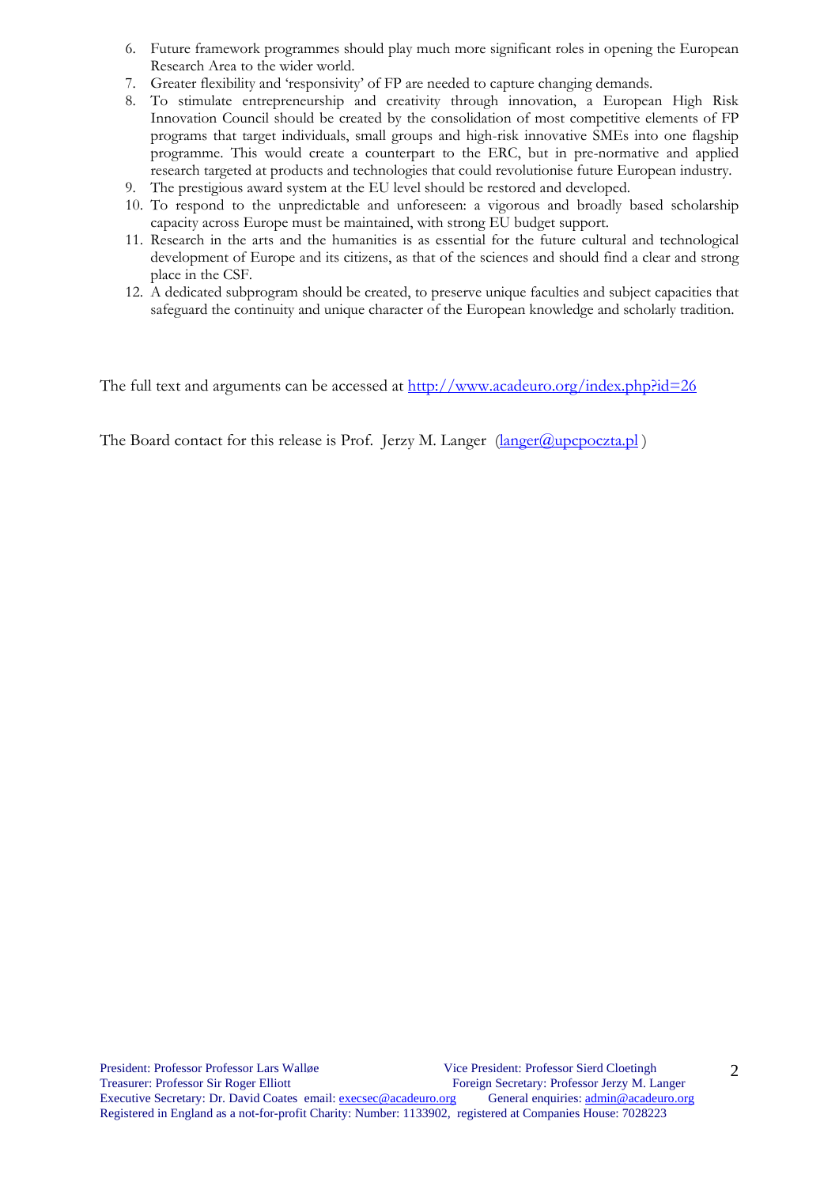6. Future framework programmes should play much more significant roles in opening the European Research Area to the wider world.
7. Greater flexibility and 'responsivity' of FP are needed to capture changing demands.
8. To stimulate entrepreneurship and creativity through innovation, a European High Risk Innovation Council should be created by the consolidation of most competitive elements of FP programs that target individuals, small groups and high-risk innovative SMEs into one flagship programme. This would create a counterpart to the ERC, but in pre-normative and applied research targeted at products and technologies that could revolutionise future European industry.
9. The prestigious award system at the EU level should be restored and developed.
10. To respond to the unpredictable and unforeseen: a vigorous and broadly based scholarship capacity across Europe must be maintained, with strong EU budget support.
11. Research in the arts and the humanities is as essential for the future cultural and technological development of Europe and its citizens, as that of the sciences and should find a clear and strong place in the CSF.
12. A dedicated subprogram should be created, to preserve unique faculties and subject capacities that safeguard the continuity and unique character of the European knowledge and scholarly tradition.

The full text and arguments can be accessed at http://www.acadeuro.org/index.php?id=26

The Board contact for this release is Prof. Jerzy M. Langer (langer@upcpoczta.pl)

President: Professor Professor Lars Walløe — Vice President: Professor Sierd Cloetingh
Treasurer: Professor Sir Roger Elliott — Foreign Secretary: Professor Jerzy M. Langer
Executive Secretary: Dr. David Coates email: execsec@acadeuro.org — General enquiries: admin@acadeuro.org
Registered in England as a not-for-profit Charity: Number: 1133902, registered at Companies House: 7028223